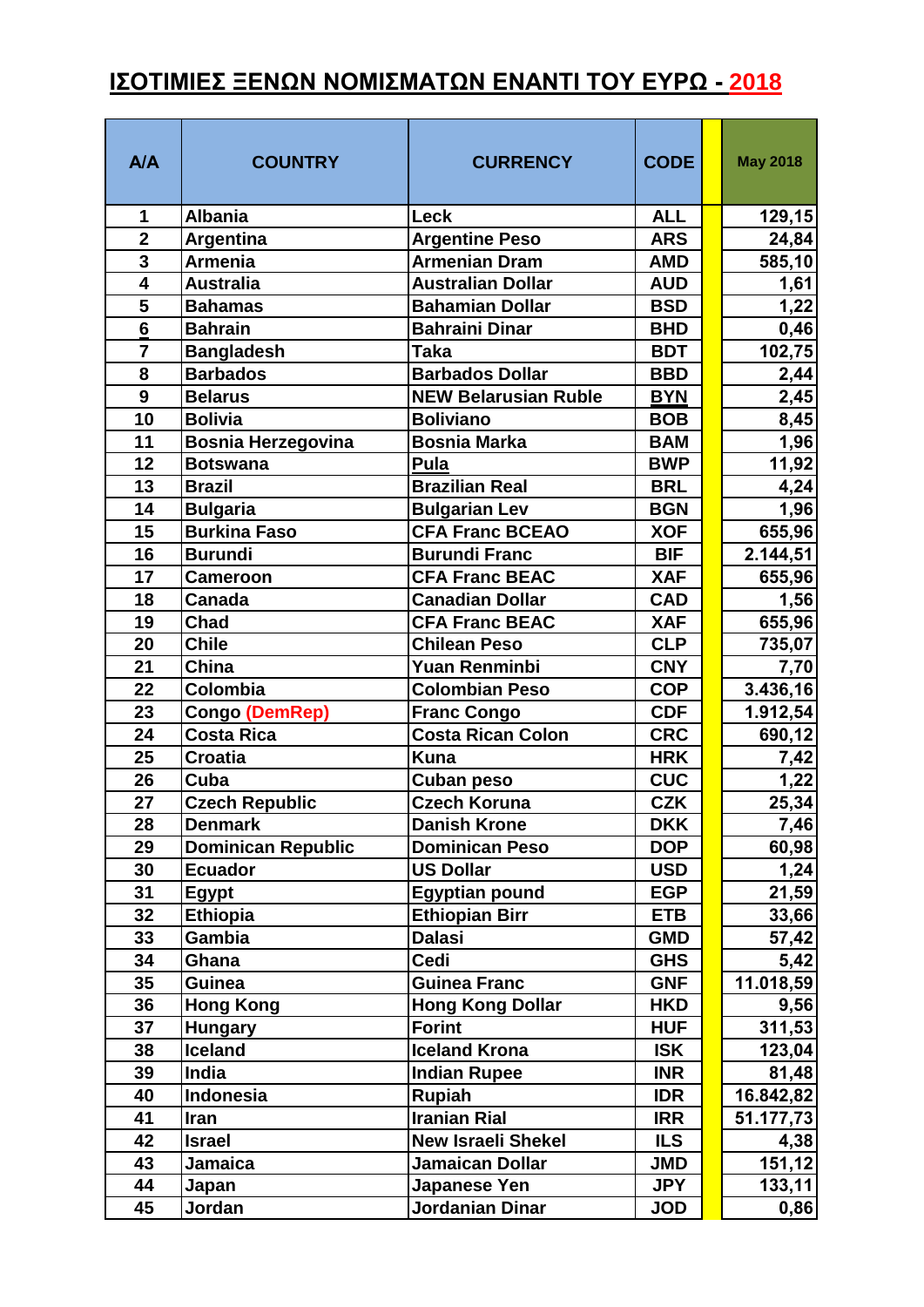# ΙΣΟΤΙΜΙΕΣ ΞΕΝΩΝ ΝΟΜΙΣΜΑΤΩΝ ΕΝΑΝΤΙ ΤΟΥ ΕΥΡΩ - 2018

| A/A | COUNTRY | CURRENCY | CODE | | May 2018 |
|---|---|---|---|---|---|
| 1 | Albania | Leck | ALL | | 129,15 |
| 2 | Argentina | Argentine Peso | ARS | | 24,84 |
| 3 | Armenia | Armenian Dram | AMD | | 585,10 |
| 4 | Australia | Australian Dollar | AUD | | 1,61 |
| 5 | Bahamas | Bahamian Dollar | BSD | | 1,22 |
| 6 | Bahrain | Bahraini Dinar | BHD | | 0,46 |
| 7 | Bangladesh | Taka | BDT | | 102,75 |
| 8 | Barbados | Barbados Dollar | BBD | | 2,44 |
| 9 | Belarus | NEW Belarusian Ruble | BYN | | 2,45 |
| 10 | Bolivia | Boliviano | BOB | | 8,45 |
| 11 | Bosnia Herzegovina | Bosnia Marka | BAM | | 1,96 |
| 12 | Botswana | Pula | BWP | | 11,92 |
| 13 | Brazil | Brazilian Real | BRL | | 4,24 |
| 14 | Bulgaria | Bulgarian Lev | BGN | | 1,96 |
| 15 | Burkina Faso | CFA Franc BCEAO | XOF | | 655,96 |
| 16 | Burundi | Burundi Franc | BIF | | 2.144,51 |
| 17 | Cameroon | CFA Franc BEAC | XAF | | 655,96 |
| 18 | Canada | Canadian Dollar | CAD | | 1,56 |
| 19 | Chad | CFA Franc BEAC | XAF | | 655,96 |
| 20 | Chile | Chilean Peso | CLP | | 735,07 |
| 21 | China | Yuan Renminbi | CNY | | 7,70 |
| 22 | Colombia | Colombian Peso | COP | | 3.436,16 |
| 23 | Congo (DemRep) | Franc Congo | CDF | | 1.912,54 |
| 24 | Costa Rica | Costa Rican Colon | CRC | | 690,12 |
| 25 | Croatia | Kuna | HRK | | 7,42 |
| 26 | Cuba | Cuban peso | CUC | | 1,22 |
| 27 | Czech Republic | Czech Koruna | CZK | | 25,34 |
| 28 | Denmark | Danish Krone | DKK | | 7,46 |
| 29 | Dominican Republic | Dominican Peso | DOP | | 60,98 |
| 30 | Ecuador | US Dollar | USD | | 1,24 |
| 31 | Egypt | Egyptian pound | EGP | | 21,59 |
| 32 | Ethiopia | Ethiopian Birr | ETB | | 33,66 |
| 33 | Gambia | Dalasi | GMD | | 57,42 |
| 34 | Ghana | Cedi | GHS | | 5,42 |
| 35 | Guinea | Guinea Franc | GNF | | 11.018,59 |
| 36 | Hong Kong | Hong Kong Dollar | HKD | | 9,56 |
| 37 | Hungary | Forint | HUF | | 311,53 |
| 38 | Iceland | Iceland Krona | ISK | | 123,04 |
| 39 | India | Indian Rupee | INR | | 81,48 |
| 40 | Indonesia | Rupiah | IDR | | 16.842,82 |
| 41 | Iran | Iranian Rial | IRR | | 51.177,73 |
| 42 | Israel | New Israeli Shekel | ILS | | 4,38 |
| 43 | Jamaica | Jamaican Dollar | JMD | | 151,12 |
| 44 | Japan | Japanese Yen | JPY | | 133,11 |
| 45 | Jordan | Jordanian Dinar | JOD | | 0,86 |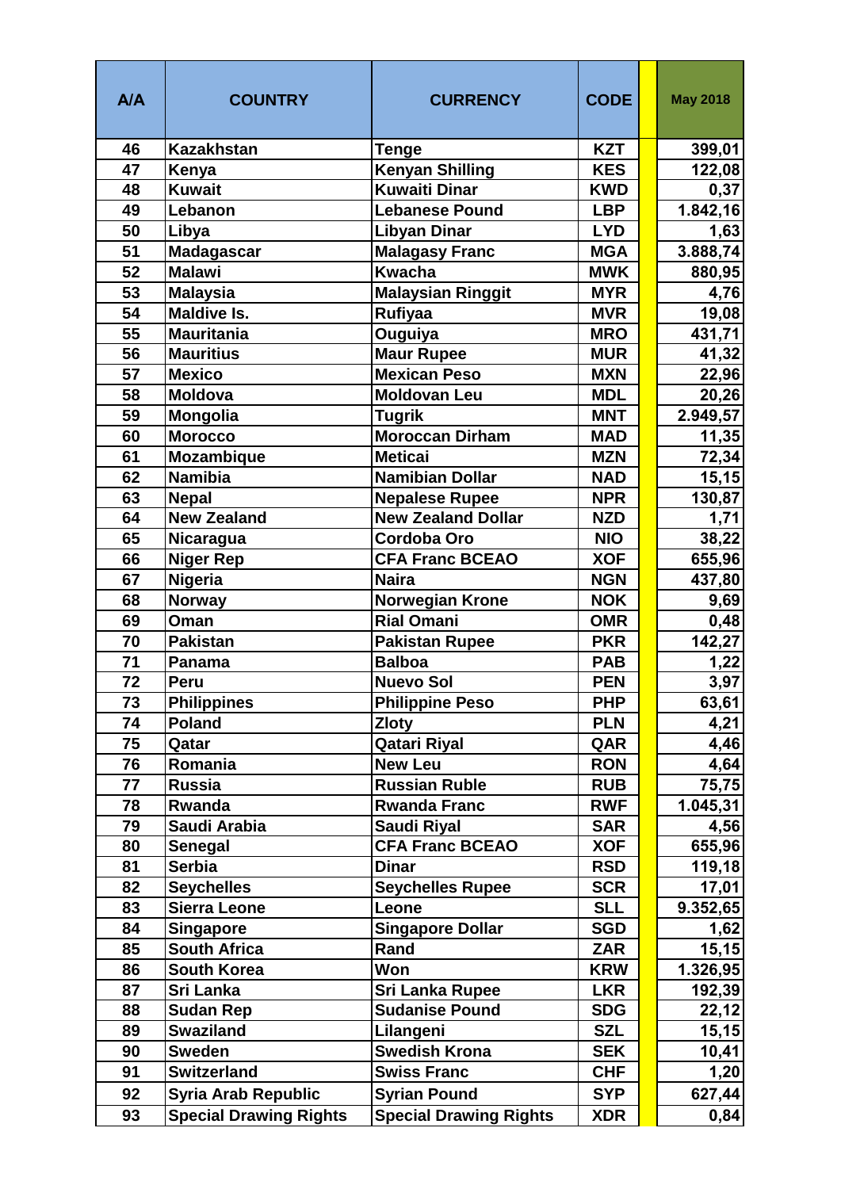| A/A | COUNTRY | CURRENCY | CODE | | May 2018 |
|---|---|---|---|---|---|
| 46 | Kazakhstan | Tenge | KZT | | 399,01 |
| 47 | Kenya | Kenyan Shilling | KES | | 122,08 |
| 48 | Kuwait | Kuwaiti Dinar | KWD | | 0,37 |
| 49 | Lebanon | Lebanese Pound | LBP | | 1.842,16 |
| 50 | Libya | Libyan Dinar | LYD | | 1,63 |
| 51 | Madagascar | Malagasy Franc | MGA | | 3.888,74 |
| 52 | Malawi | Kwacha | MWK | | 880,95 |
| 53 | Malaysia | Malaysian Ringgit | MYR | | 4,76 |
| 54 | Maldive Is. | Rufiyaa | MVR | | 19,08 |
| 55 | Mauritania | Ouguiya | MRO | | 431,71 |
| 56 | Mauritius | Maur Rupee | MUR | | 41,32 |
| 57 | Mexico | Mexican Peso | MXN | | 22,96 |
| 58 | Moldova | Moldovan Leu | MDL | | 20,26 |
| 59 | Mongolia | Tugrik | MNT | | 2.949,57 |
| 60 | Morocco | Moroccan Dirham | MAD | | 11,35 |
| 61 | Mozambique | Meticai | MZN | | 72,34 |
| 62 | Namibia | Namibian Dollar | NAD | | 15,15 |
| 63 | Nepal | Nepalese Rupee | NPR | | 130,87 |
| 64 | New Zealand | New Zealand Dollar | NZD | | 1,71 |
| 65 | Nicaragua | Cordoba Oro | NIO | | 38,22 |
| 66 | Niger Rep | CFA Franc BCEAO | XOF | | 655,96 |
| 67 | Nigeria | Naira | NGN | | 437,80 |
| 68 | Norway | Norwegian Krone | NOK | | 9,69 |
| 69 | Oman | Rial Omani | OMR | | 0,48 |
| 70 | Pakistan | Pakistan Rupee | PKR | | 142,27 |
| 71 | Panama | Balboa | PAB | | 1,22 |
| 72 | Peru | Nuevo Sol | PEN | | 3,97 |
| 73 | Philippines | Philippine Peso | PHP | | 63,61 |
| 74 | Poland | Zloty | PLN | | 4,21 |
| 75 | Qatar | Qatari Riyal | QAR | | 4,46 |
| 76 | Romania | New Leu | RON | | 4,64 |
| 77 | Russia | Russian Ruble | RUB | | 75,75 |
| 78 | Rwanda | Rwanda Franc | RWF | | 1.045,31 |
| 79 | Saudi Arabia | Saudi Riyal | SAR | | 4,56 |
| 80 | Senegal | CFA Franc BCEAO | XOF | | 655,96 |
| 81 | Serbia | Dinar | RSD | | 119,18 |
| 82 | Seychelles | Seychelles Rupee | SCR | | 17,01 |
| 83 | Sierra Leone | Leone | SLL | | 9.352,65 |
| 84 | Singapore | Singapore Dollar | SGD | | 1,62 |
| 85 | South Africa | Rand | ZAR | | 15,15 |
| 86 | South Korea | Won | KRW | | 1.326,95 |
| 87 | Sri Lanka | Sri Lanka Rupee | LKR | | 192,39 |
| 88 | Sudan Rep | Sudanise Pound | SDG | | 22,12 |
| 89 | Swaziland | Lilangeni | SZL | | 15,15 |
| 90 | Sweden | Swedish Krona | SEK | | 10,41 |
| 91 | Switzerland | Swiss Franc | CHF | | 1,20 |
| 92 | Syria Arab Republic | Syrian Pound | SYP | | 627,44 |
| 93 | Special Drawing Rights | Special Drawing Rights | XDR | | 0,84 |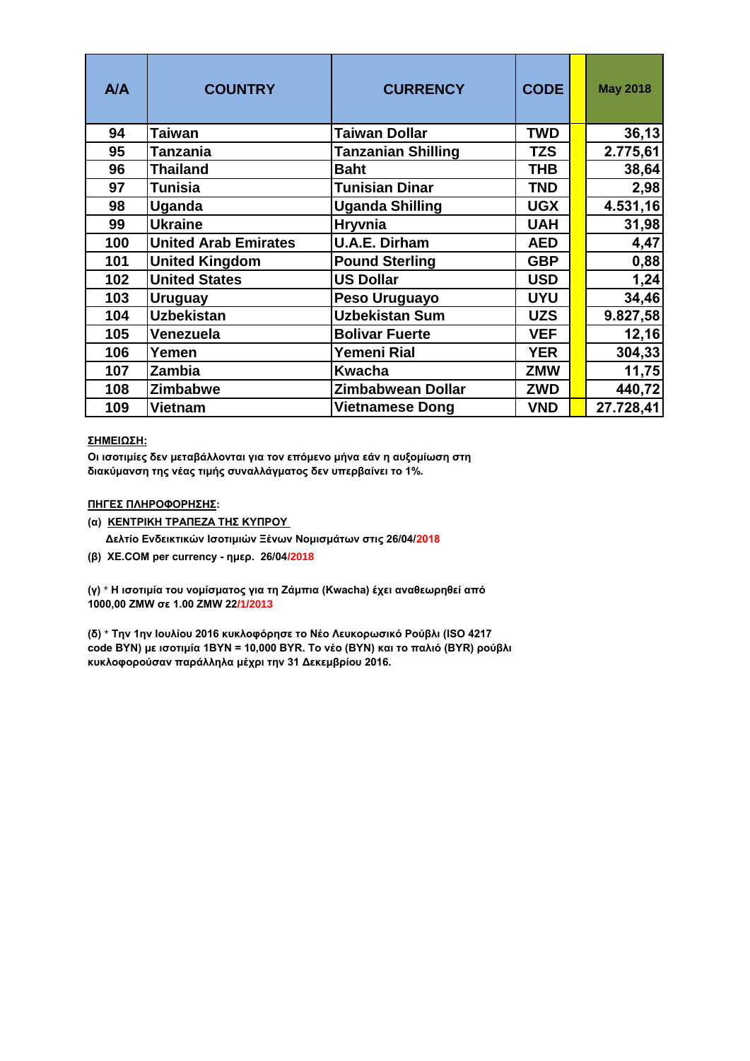| A/A | COUNTRY | CURRENCY | CODE | | May 2018 |
|---|---|---|---|---|---|
| 94 | Taiwan | Taiwan Dollar | TWD | | 36,13 |
| 95 | Tanzania | Tanzanian Shilling | TZS | | 2.775,61 |
| 96 | Thailand | Baht | THB | | 38,64 |
| 97 | Tunisia | Tunisian Dinar | TND | | 2,98 |
| 98 | Uganda | Uganda Shilling | UGX | | 4.531,16 |
| 99 | Ukraine | Hryvnia | UAH | | 31,98 |
| 100 | United Arab Emirates | U.A.E. Dirham | AED | | 4,47 |
| 101 | United Kingdom | Pound Sterling | GBP | | 0,88 |
| 102 | United States | US Dollar | USD | | 1,24 |
| 103 | Uruguay | Peso Uruguayo | UYU | | 34,46 |
| 104 | Uzbekistan | Uzbekistan Sum | UZS | | 9.827,58 |
| 105 | Venezuela | Bolivar Fuerte | VEF | | 12,16 |
| 106 | Yemen | Yemeni Rial | YER | | 304,33 |
| 107 | Zambia | Kwacha | ZMW | | 11,75 |
| 108 | Zimbabwe | Zimbabwean Dollar | ZWD | | 440,72 |
| 109 | Vietnam | Vietnamese Dong | VND | | 27.728,41 |

**ΣΗΜΕΙΩΣΗ:**

**Οι ισοτιμίες δεν μεταβάλλονται για τον επόμενο μήνα εάν η αυξομίωση στη διακύμανση της νέας τιμής συναλλάγματος δεν υπερβαίνει το 1%.**

**ΠΗΓΕΣ ΠΛΗΡΟΦΟΡΗΣΗΣ:**

**(α) ΚΕΝΤΡΙΚΗ ΤΡΑΠΕΖΑ ΤΗΣ ΚΥΠΡΟΥ**

**Δελτίο Ενδεικτικών Ισοτιμιών Ξένων Νομισμάτων στις 26/04/2018**

**(β) XE.COM per currency - ημερ. 26/04/2018**

**(γ) * Η ισοτιμία του νομίσματος για τη Ζάμπια (Kwacha) έχει αναθεωρηθεί από 1000,00 ZMW σε 1.00 ZMW 22/1/2013**

**(δ) * Την 1ην Ιουλίου 2016 κυκλοφόρησε το Νέο Λευκορωσικό Ρούβλι (ISO 4217 code BYN) με ισοτιμία 1BYN = 10,000 BYR. Το νέο (BYN) και το παλιό (BYR) ρούβλι κυκλοφορούσαν παράλληλα μέχρι την 31 Δεκεμβρίου 2016.**